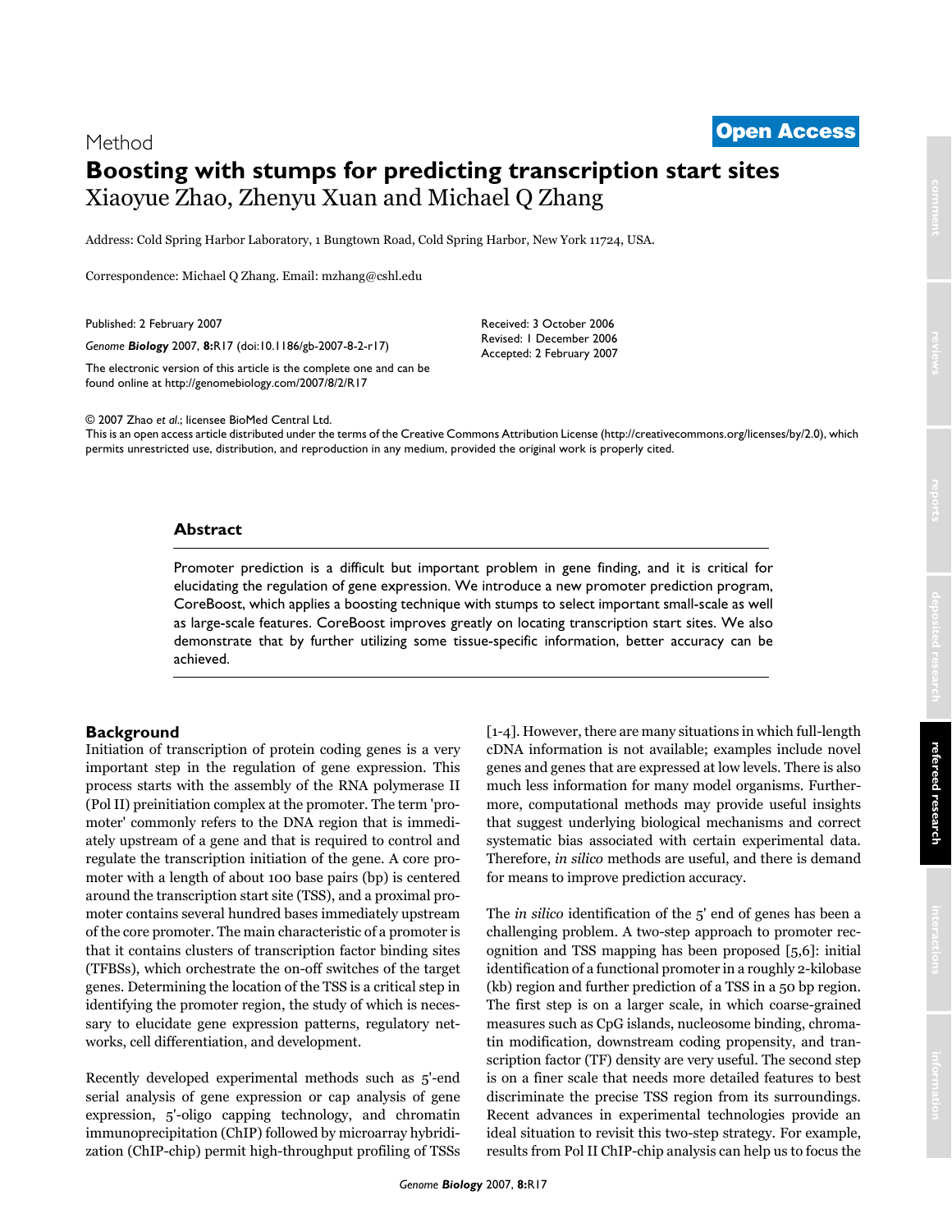Method

**Open Access**

# Boosting with stumps for predicting transcription start sites

Xiaoyue Zhao, Zhenyu Xuan and Michael Q Zhang

Address: Cold Spring Harbor Laboratory, 1 Bungtown Road, Cold Spring Harbor, New York 11724, USA.

Correspondence: Michael Q Zhang. Email: mzhang@cshl.edu

Published: 2 February 2007

*Genome **Biology*** 2007, **8:**R17 (doi:10.1186/gb-2007-8-2-r17)

The electronic version of this article is the complete one and can be found online at http://genomebiology.com/2007/8/2/R17

Received: 3 October 2006
Revised: 1 December 2006
Accepted: 2 February 2007

© 2007 Zhao *et al*.; licensee BioMed Central Ltd.
This is an open access article distributed under the terms of the Creative Commons Attribution License (http://creativecommons.org/licenses/by/2.0), which permits unrestricted use, distribution, and reproduction in any medium, provided the original work is properly cited.

## Abstract

Promoter prediction is a difficult but important problem in gene finding, and it is critical for elucidating the regulation of gene expression. We introduce a new promoter prediction program, CoreBoost, which applies a boosting technique with stumps to select important small-scale as well as large-scale features. CoreBoost improves greatly on locating transcription start sites. We also demonstrate that by further utilizing some tissue-specific information, better accuracy can be achieved.

## Background

Initiation of transcription of protein coding genes is a very important step in the regulation of gene expression. This process starts with the assembly of the RNA polymerase II (Pol II) preinitiation complex at the promoter. The term 'promoter' commonly refers to the DNA region that is immediately upstream of a gene and that is required to control and regulate the transcription initiation of the gene. A core promoter with a length of about 100 base pairs (bp) is centered around the transcription start site (TSS), and a proximal promoter contains several hundred bases immediately upstream of the core promoter. The main characteristic of a promoter is that it contains clusters of transcription factor binding sites (TFBSs), which orchestrate the on-off switches of the target genes. Determining the location of the TSS is a critical step in identifying the promoter region, the study of which is necessary to elucidate gene expression patterns, regulatory networks, cell differentiation, and development.

Recently developed experimental methods such as 5'-end serial analysis of gene expression or cap analysis of gene expression, 5'-oligo capping technology, and chromatin immunoprecipitation (ChIP) followed by microarray hybridization (ChIP-chip) permit high-throughput profiling of TSSs [1-4]. However, there are many situations in which full-length cDNA information is not available; examples include novel genes and genes that are expressed at low levels. There is also much less information for many model organisms. Furthermore, computational methods may provide useful insights that suggest underlying biological mechanisms and correct systematic bias associated with certain experimental data. Therefore, *in silico* methods are useful, and there is demand for means to improve prediction accuracy.

The *in silico* identification of the 5' end of genes has been a challenging problem. A two-step approach to promoter recognition and TSS mapping has been proposed [5,6]: initial identification of a functional promoter in a roughly 2-kilobase (kb) region and further prediction of a TSS in a 50 bp region. The first step is on a larger scale, in which coarse-grained measures such as CpG islands, nucleosome binding, chromatin modification, downstream coding propensity, and transcription factor (TF) density are very useful. The second step is on a finer scale that needs more detailed features to best discriminate the precise TSS region from its surroundings. Recent advances in experimental technologies provide an ideal situation to revisit this two-step strategy. For example, results from Pol II ChIP-chip analysis can help us to focus the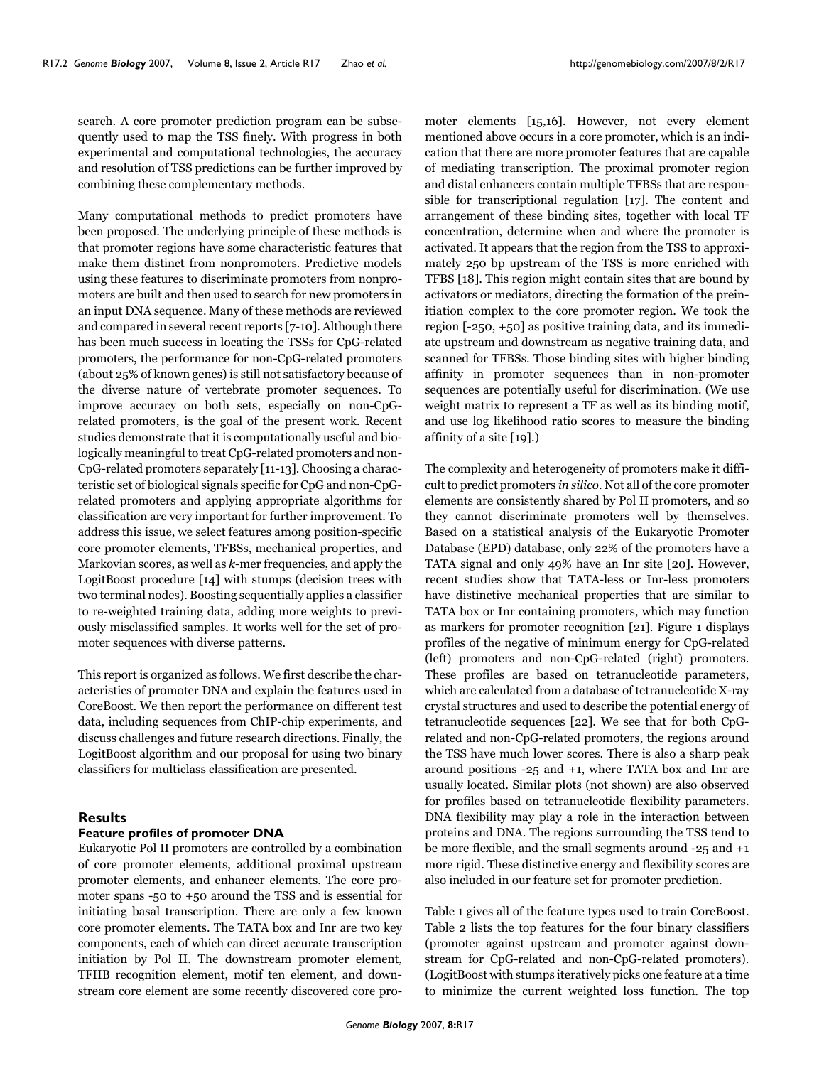search. A core promoter prediction program can be subsequently used to map the TSS finely. With progress in both experimental and computational technologies, the accuracy and resolution of TSS predictions can be further improved by combining these complementary methods.

Many computational methods to predict promoters have been proposed. The underlying principle of these methods is that promoter regions have some characteristic features that make them distinct from nonpromoters. Predictive models using these features to discriminate promoters from nonpromoters are built and then used to search for new promoters in an input DNA sequence. Many of these methods are reviewed and compared in several recent reports [7-10]. Although there has been much success in locating the TSSs for CpG-related promoters, the performance for non-CpG-related promoters (about 25% of known genes) is still not satisfactory because of the diverse nature of vertebrate promoter sequences. To improve accuracy on both sets, especially on non-CpG-related promoters, is the goal of the present work. Recent studies demonstrate that it is computationally useful and biologically meaningful to treat CpG-related promoters and non-CpG-related promoters separately [11-13]. Choosing a characteristic set of biological signals specific for CpG and non-CpG-related promoters and applying appropriate algorithms for classification are very important for further improvement. To address this issue, we select features among position-specific core promoter elements, TFBSs, mechanical properties, and Markovian scores, as well as *k*-mer frequencies, and apply the LogitBoost procedure [14] with stumps (decision trees with two terminal nodes). Boosting sequentially applies a classifier to re-weighted training data, adding more weights to previously misclassified samples. It works well for the set of promoter sequences with diverse patterns.

This report is organized as follows. We first describe the characteristics of promoter DNA and explain the features used in CoreBoost. We then report the performance on different test data, including sequences from ChIP-chip experiments, and discuss challenges and future research directions. Finally, the LogitBoost algorithm and our proposal for using two binary classifiers for multiclass classification are presented.

## Results

### Feature profiles of promoter DNA

Eukaryotic Pol II promoters are controlled by a combination of core promoter elements, additional proximal upstream promoter elements, and enhancer elements. The core promoter spans -50 to +50 around the TSS and is essential for initiating basal transcription. There are only a few known core promoter elements. The TATA box and Inr are two key components, each of which can direct accurate transcription initiation by Pol II. The downstream promoter element, TFIIB recognition element, motif ten element, and downstream core element are some recently discovered core promoter elements [15,16]. However, not every element mentioned above occurs in a core promoter, which is an indication that there are more promoter features that are capable of mediating transcription. The proximal promoter region and distal enhancers contain multiple TFBSs that are responsible for transcriptional regulation [17]. The content and arrangement of these binding sites, together with local TF concentration, determine when and where the promoter is activated. It appears that the region from the TSS to approximately 250 bp upstream of the TSS is more enriched with TFBS [18]. This region might contain sites that are bound by activators or mediators, directing the formation of the preinitiation complex to the core promoter region. We took the region [-250, +50] as positive training data, and its immediate upstream and downstream as negative training data, and scanned for TFBSs. Those binding sites with higher binding affinity in promoter sequences than in non-promoter sequences are potentially useful for discrimination. (We use weight matrix to represent a TF as well as its binding motif, and use log likelihood ratio scores to measure the binding affinity of a site [19].)

The complexity and heterogeneity of promoters make it difficult to predict promoters *in silico*. Not all of the core promoter elements are consistently shared by Pol II promoters, and so they cannot discriminate promoters well by themselves. Based on a statistical analysis of the Eukaryotic Promoter Database (EPD) database, only 22% of the promoters have a TATA signal and only 49% have an Inr site [20]. However, recent studies show that TATA-less or Inr-less promoters have distinctive mechanical properties that are similar to TATA box or Inr containing promoters, which may function as markers for promoter recognition [21]. Figure 1 displays profiles of the negative of minimum energy for CpG-related (left) promoters and non-CpG-related (right) promoters. These profiles are based on tetranucleotide parameters, which are calculated from a database of tetranucleotide X-ray crystal structures and used to describe the potential energy of tetranucleotide sequences [22]. We see that for both CpG-related and non-CpG-related promoters, the regions around the TSS have much lower scores. There is also a sharp peak around positions -25 and +1, where TATA box and Inr are usually located. Similar plots (not shown) are also observed for profiles based on tetranucleotide flexibility parameters. DNA flexibility may play a role in the interaction between proteins and DNA. The regions surrounding the TSS tend to be more flexible, and the small segments around -25 and +1 more rigid. These distinctive energy and flexibility scores are also included in our feature set for promoter prediction.

Table 1 gives all of the feature types used to train CoreBoost. Table 2 lists the top features for the four binary classifiers (promoter against upstream and promoter against downstream for CpG-related and non-CpG-related promoters). (LogitBoost with stumps iteratively picks one feature at a time to minimize the current weighted loss function. The top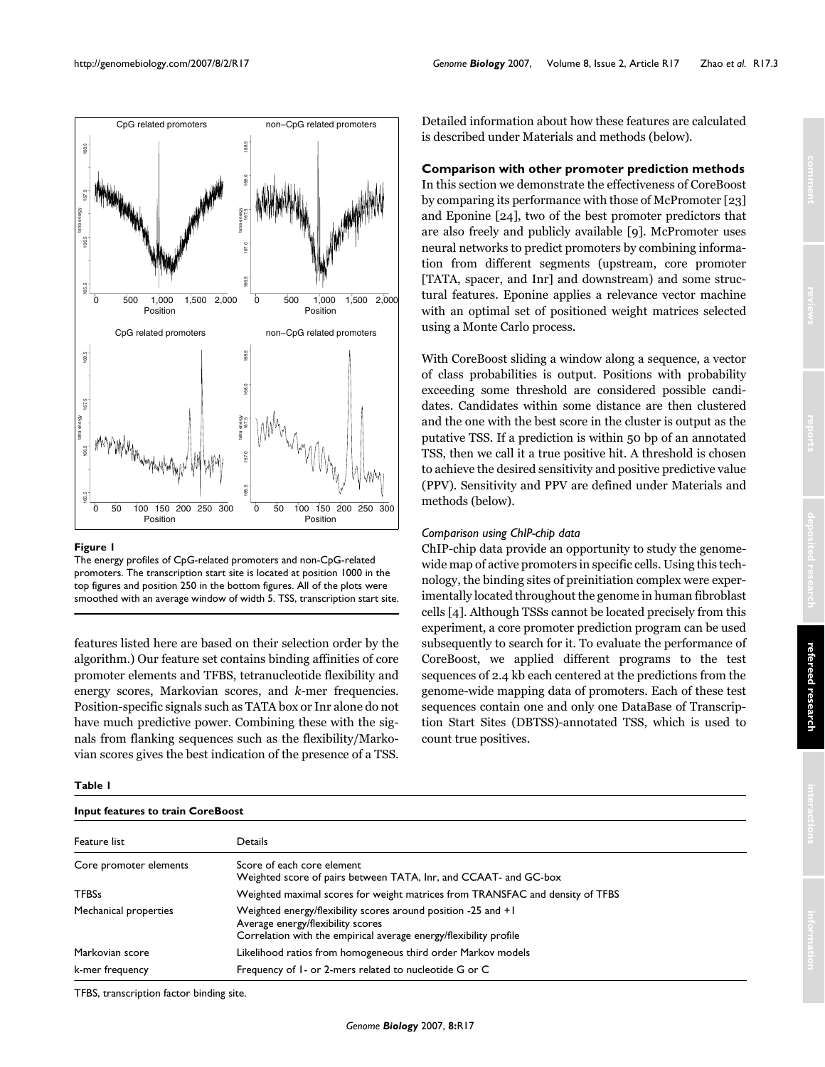CpG related promoters

non–CpG related promoters

tetra energy

Position

0 500 1,000 1,500 2,000

165.5 166.5 167.5 168.5

166.5 167.0 168.0 168.5

CpG related promoters

non–CpG related promoters

0 50 100 150 200 250 300

Position

**Figure 1**

The energy profiles of CpG-related promoters and non-CpG-related promoters. The transcription start site is located at position 1000 in the top figures and position 250 in the bottom figures. All of the plots were smoothed with an average window of width 5. TSS, transcription start site.

features listed here are based on their selection order by the algorithm.) Our feature set contains binding affinities of core promoter elements and TFBS, tetranucleotide flexibility and energy scores, Markovian scores, and *k*-mer frequencies. Position-specific signals such as TATA box or Inr alone do not have much predictive power. Combining these with the signals from flanking sequences such as the flexibility/Markovian scores gives the best indication of the presence of a TSS. Detailed information about how these features are calculated is described under Materials and methods (below).

**Table 1**

**Input features to train CoreBoost**

| Feature list | Details |
| --- | --- |
| Core promoter elements | Score of each core element<br>Weighted score of pairs between TATA, Inr, and CCAAT- and GC-box |
| TFBSs | Weighted maximal scores for weight matrices from TRANSFAC and density of TFBS |
| Mechanical properties | Weighted energy/flexibility scores around position -25 and +1<br>Average energy/flexibility scores<br>Correlation with the empirical average energy/flexibility profile |
| Markovian score | Likelihood ratios from homogeneous third order Markov models |
| k-mer frequency | Frequency of 1- or 2-mers related to nucleotide G or C |

TFBS, transcription factor binding site.

### Comparison with other promoter prediction methods

In this section we demonstrate the effectiveness of CoreBoost by comparing its performance with those of McPromoter [23] and Eponine [24], two of the best promoter predictors that are also freely and publicly available [9]. McPromoter uses neural networks to predict promoters by combining information from different segments (upstream, core promoter [TATA, spacer, and Inr] and downstream) and some structural features. Eponine applies a relevance vector machine with an optimal set of positioned weight matrices selected using a Monte Carlo process.

With CoreBoost sliding a window along a sequence, a vector of class probabilities is output. Positions with probability exceeding some threshold are considered possible candidates. Candidates within some distance are then clustered and the one with the best score in the cluster is output as the putative TSS. If a prediction is within 50 bp of an annotated TSS, then we call it a true positive hit. A threshold is chosen to achieve the desired sensitivity and positive predictive value (PPV). Sensitivity and PPV are defined under Materials and methods (below).

#### *Comparison using ChIP-chip data*

ChIP-chip data provide an opportunity to study the genome-wide map of active promoters in specific cells. Using this technology, the binding sites of preinitiation complex were experimentally located throughout the genome in human fibroblast cells [4]. Although TSSs cannot be located precisely from this experiment, a core promoter prediction program can be used subsequently to search for it. To evaluate the performance of CoreBoost, we applied different programs to the test sequences of 2.4 kb each centered at the predictions from the genome-wide mapping data of promoters. Each of these test sequences contain one and only one DataBase of Transcription Start Sites (DBTSS)-annotated TSS, which is used to count true positives.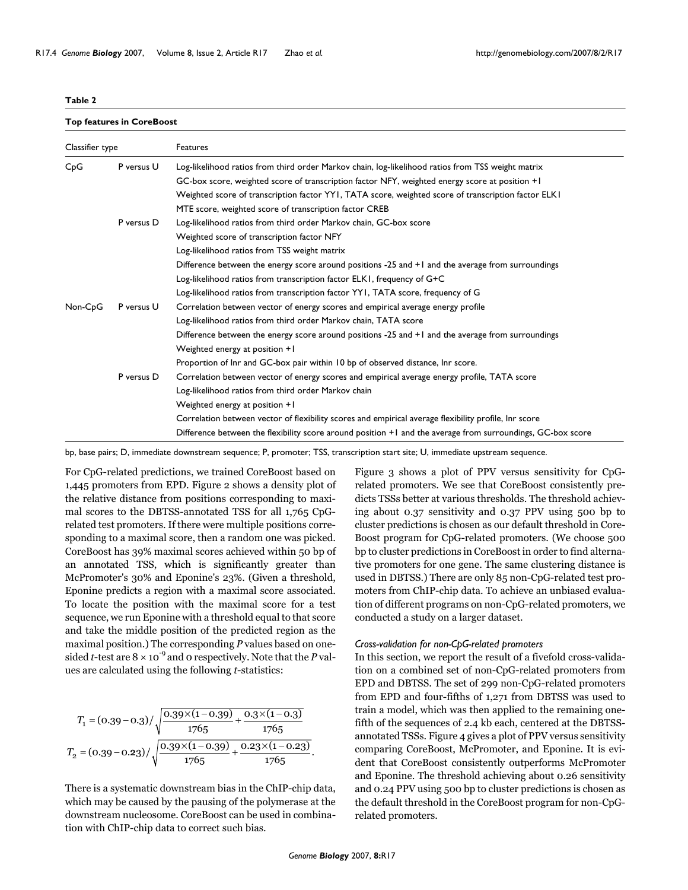**Table 2**

**Top features in CoreBoost**

| Classifier type | | Features |
|---|---|---|
| CpG | P versus U | Log-likelihood ratios from third order Markov chain, log-likelihood ratios from TSS weight matrix |
| | | GC-box score, weighted score of transcription factor NFY, weighted energy score at position +1 |
| | | Weighted score of transcription factor YY1, TATA score, weighted score of transcription factor ELK1 |
| | | MTE score, weighted score of transcription factor CREB |
| | P versus D | Log-likelihood ratios from third order Markov chain, GC-box score |
| | | Weighted score of transcription factor NFY |
| | | Log-likelihood ratios from TSS weight matrix |
| | | Difference between the energy score around positions -25 and +1 and the average from surroundings |
| | | Log-likelihood ratios from transcription factor ELK1, frequency of G+C |
| | | Log-likelihood ratios from transcription factor YY1, TATA score, frequency of G |
| Non-CpG | P versus U | Correlation between vector of energy scores and empirical average energy profile |
| | | Log-likelihood ratios from third order Markov chain, TATA score |
| | | Difference between the energy score around positions -25 and +1 and the average from surroundings |
| | | Weighted energy at position +1 |
| | | Proportion of Inr and GC-box pair within 10 bp of observed distance, Inr score. |
| | P versus D | Correlation between vector of energy scores and empirical average energy profile, TATA score |
| | | Log-likelihood ratios from third order Markov chain |
| | | Weighted energy at position +1 |
| | | Correlation between vector of flexibility scores and empirical average flexibility profile, Inr score |
| | | Difference between the flexibility score around position +1 and the average from surroundings, GC-box score |

bp, base pairs; D, immediate downstream sequence; P, promoter; TSS, transcription start site; U, immediate upstream sequence.

For CpG-related predictions, we trained CoreBoost based on 1,445 promoters from EPD. Figure 2 shows a density plot of the relative distance from positions corresponding to maximal scores to the DBTSS-annotated TSS for all 1,765 CpG-related test promoters. If there were multiple positions corresponding to a maximal score, then a random one was picked. CoreBoost has 39% maximal scores achieved within 50 bp of an annotated TSS, which is significantly greater than McPromoter's 30% and Eponine's 23%. (Given a threshold, Eponine predicts a region with a maximal score associated. To locate the position with the maximal score for a test sequence, we run Eponine with a threshold equal to that score and take the middle position of the predicted region as the maximal position.) The corresponding *P* values based on one-sided *t*-test are $8 \times 10^{-9}$ and 0 respectively. Note that the *P* values are calculated using the following *t*-statistics:

$$T_1 = (0.39 - 0.3) / \sqrt{\frac{0.39 \times (1 - 0.39)}{1765} + \frac{0.3 \times (1 - 0.3)}{1765}}$$

$$T_2 = (0.39 - 0.23) / \sqrt{\frac{0.39 \times (1 - 0.39)}{1765} + \frac{0.23 \times (1 - 0.23)}{1765}}.$$

There is a systematic downstream bias in the ChIP-chip data, which may be caused by the pausing of the polymerase at the downstream nucleosome. CoreBoost can be used in combination with ChIP-chip data to correct such bias.

Figure 3 shows a plot of PPV versus sensitivity for CpG-related promoters. We see that CoreBoost consistently predicts TSSs better at various thresholds. The threshold achieving about 0.37 sensitivity and 0.37 PPV using 500 bp to cluster predictions is chosen as our default threshold in CoreBoost program for CpG-related promoters. (We choose 500 bp to cluster predictions in CoreBoost in order to find alternative promoters for one gene. The same clustering distance is used in DBTSS.) There are only 85 non-CpG-related test promoters from ChIP-chip data. To achieve an unbiased evaluation of different programs on non-CpG-related promoters, we conducted a study on a larger dataset.

### *Cross-validation for non-CpG-related promoters*

In this section, we report the result of a fivefold cross-validation on a combined set of non-CpG-related promoters from EPD and DBTSS. The set of 299 non-CpG-related promoters from EPD and four-fifths of 1,271 from DBTSS was used to train a model, which was then applied to the remaining one-fifth of the sequences of 2.4 kb each, centered at the DBTSS-annotated TSSs. Figure 4 gives a plot of PPV versus sensitivity comparing CoreBoost, McPromoter, and Eponine. It is evident that CoreBoost consistently outperforms McPromoter and Eponine. The threshold achieving about 0.26 sensitivity and 0.24 PPV using 500 bp to cluster predictions is chosen as the default threshold in the CoreBoost program for non-CpG-related promoters.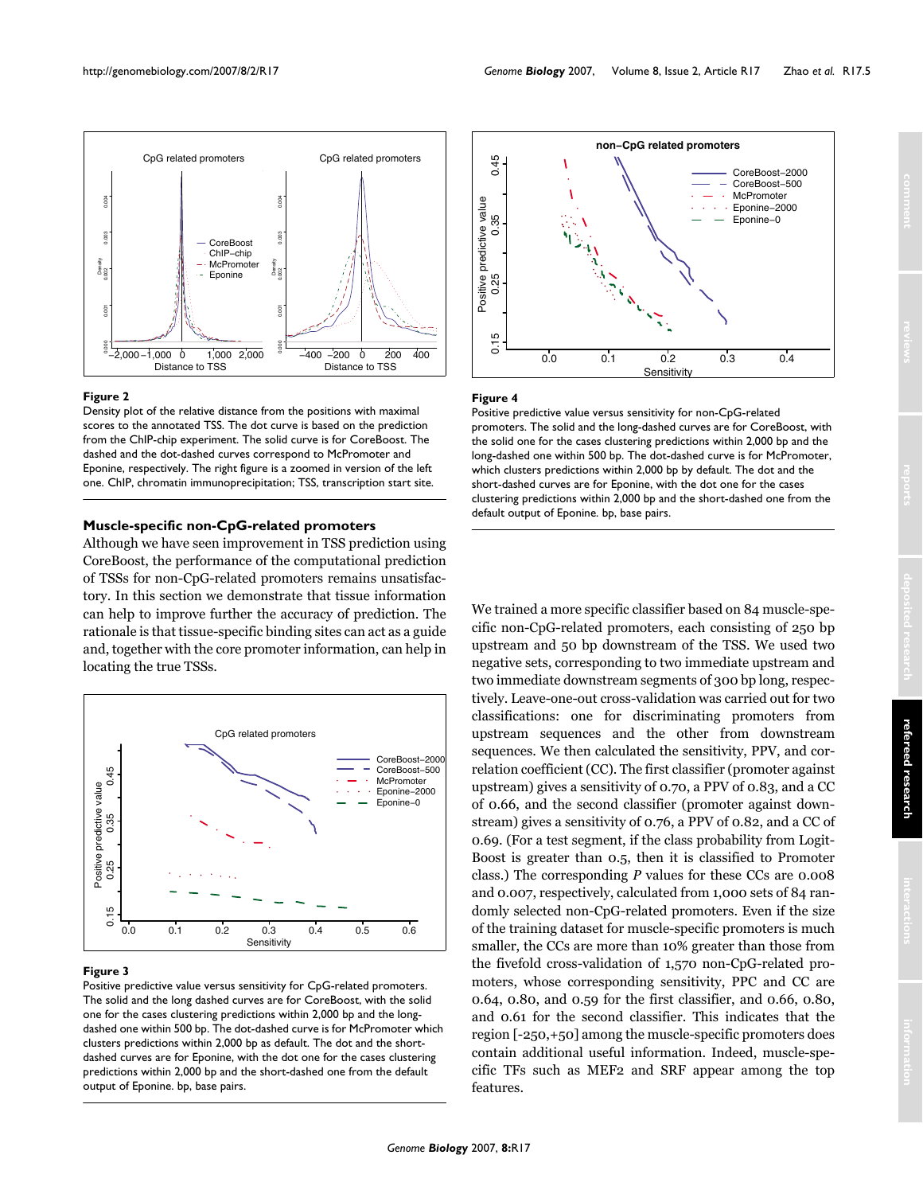CpG related promoters

CpG related promoters

CoreBoost
ChIP–chip
McPromoter
Eponine

Density

0.000
0.001
0.002
0.003
0.004

−2,000 −1,000 0 1,000 2,000

Distance to TSS

−400 −200 0 200 400

Distance to TSS

**Figure 2**

Density plot of the relative distance from the positions with maximal scores to the annotated TSS. The dot curve is based on the prediction from the ChIP-chip experiment. The solid curve is for CoreBoost. The dashed and the dot-dashed curves correspond to McPromoter and Eponine, respectively. The right figure is a zoomed in version of the left one. ChIP, chromatin immunoprecipitation; TSS, transcription start site.

### Muscle-specific non-CpG-related promoters

Although we have seen improvement in TSS prediction using CoreBoost, the performance of the computational prediction of TSSs for non-CpG-related promoters remains unsatisfactory. In this section we demonstrate that tissue information can help to improve further the accuracy of prediction. The rationale is that tissue-specific binding sites can act as a guide and, together with the core promoter information, can help in locating the true TSSs.

CpG related promoters

CoreBoost–2000
CoreBoost–500
McPromoter
Eponine–2000
Eponine–0

Positive predictive value

0.15 0.25 0.35 0.45

0.0 0.1 0.2 0.3 0.4 0.5 0.6

Sensitivity

**Figure 3**

Positive predictive value versus sensitivity for CpG-related promoters. The solid and the long dashed curves are for CoreBoost, with the solid one for the cases clustering predictions within 2,000 bp and the long-dashed one within 500 bp. The dot-dashed curve is for McPromoter which clusters predictions within 2,000 bp as default. The dot and the short-dashed curves are for Eponine, with the dot one for the cases clustering predictions within 2,000 bp and the short-dashed one from the default output of Eponine. bp, base pairs.

non–CpG related promoters

CoreBoost–2000
CoreBoost–500
McPromoter
Eponine–2000
Eponine–0

Positive predictive value

0.15 0.25 0.35 0.45

0.0 0.1 0.2 0.3 0.4

Sensitivity

**Figure 4**

Positive predictive value versus sensitivity for non-CpG-related promoters. The solid and the long-dashed curves are for CoreBoost, with the solid one for the cases clustering predictions within 2,000 bp and the long-dashed one within 500 bp. The dot-dashed curve is for McPromoter, which clusters predictions within 2,000 bp by default. The dot and the short-dashed curves are for Eponine, with the dot one for the cases clustering predictions within 2,000 bp and the short-dashed one from the default output of Eponine. bp, base pairs.

We trained a more specific classifier based on 84 muscle-specific non-CpG-related promoters, each consisting of 250 bp upstream and 50 bp downstream of the TSS. We used two negative sets, corresponding to two immediate upstream and two immediate downstream segments of 300 bp long, respectively. Leave-one-out cross-validation was carried out for two classifications: one for discriminating promoters from upstream sequences and the other from downstream sequences. We then calculated the sensitivity, PPV, and correlation coefficient (CC). The first classifier (promoter against upstream) gives a sensitivity of 0.70, a PPV of 0.83, and a CC of 0.66, and the second classifier (promoter against downstream) gives a sensitivity of 0.76, a PPV of 0.82, and a CC of 0.69. (For a test segment, if the class probability from LogitBoost is greater than 0.5, then it is classified to Promoter class.) The corresponding *P* values for these CCs are 0.008 and 0.007, respectively, calculated from 1,000 sets of 84 randomly selected non-CpG-related promoters. Even if the size of the training dataset for muscle-specific promoters is much smaller, the CCs are more than 10% greater than those from the fivefold cross-validation of 1,570 non-CpG-related promoters, whose corresponding sensitivity, PPC and CC are 0.64, 0.80, and 0.59 for the first classifier, and 0.66, 0.80, and 0.61 for the second classifier. This indicates that the region [-250,+50] among the muscle-specific promoters does contain additional useful information. Indeed, muscle-specific TFs such as MEF2 and SRF appear among the top features.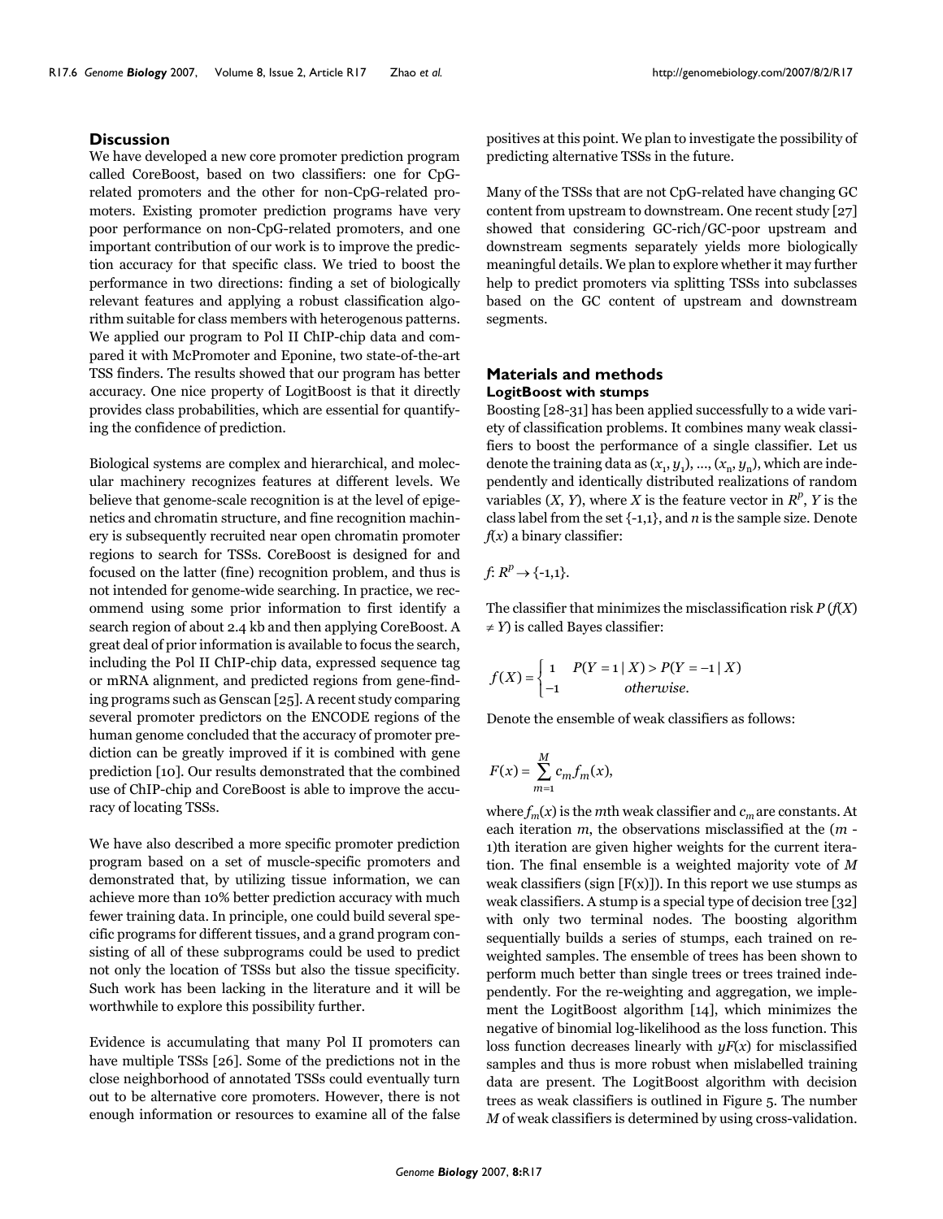## Discussion

We have developed a new core promoter prediction program called CoreBoost, based on two classifiers: one for CpG-related promoters and the other for non-CpG-related promoters. Existing promoter prediction programs have very poor performance on non-CpG-related promoters, and one important contribution of our work is to improve the prediction accuracy for that specific class. We tried to boost the performance in two directions: finding a set of biologically relevant features and applying a robust classification algorithm suitable for class members with heterogenous patterns. We applied our program to Pol II ChIP-chip data and compared it with McPromoter and Eponine, two state-of-the-art TSS finders. The results showed that our program has better accuracy. One nice property of LogitBoost is that it directly provides class probabilities, which are essential for quantifying the confidence of prediction.

Biological systems are complex and hierarchical, and molecular machinery recognizes features at different levels. We believe that genome-scale recognition is at the level of epigenetics and chromatin structure, and fine recognition machinery is subsequently recruited near open chromatin promoter regions to search for TSSs. CoreBoost is designed for and focused on the latter (fine) recognition problem, and thus is not intended for genome-wide searching. In practice, we recommend using some prior information to first identify a search region of about 2.4 kb and then applying CoreBoost. A great deal of prior information is available to focus the search, including the Pol II ChIP-chip data, expressed sequence tag or mRNA alignment, and predicted regions from gene-finding programs such as Genscan [25]. A recent study comparing several promoter predictors on the ENCODE regions of the human genome concluded that the accuracy of promoter prediction can be greatly improved if it is combined with gene prediction [10]. Our results demonstrated that the combined use of ChIP-chip and CoreBoost is able to improve the accuracy of locating TSSs.

We have also described a more specific promoter prediction program based on a set of muscle-specific promoters and demonstrated that, by utilizing tissue information, we can achieve more than 10% better prediction accuracy with much fewer training data. In principle, one could build several specific programs for different tissues, and a grand program consisting of all of these subprograms could be used to predict not only the location of TSSs but also the tissue specificity. Such work has been lacking in the literature and it will be worthwhile to explore this possibility further.

Evidence is accumulating that many Pol II promoters can have multiple TSSs [26]. Some of the predictions not in the close neighborhood of annotated TSSs could eventually turn out to be alternative core promoters. However, there is not enough information or resources to examine all of the false positives at this point. We plan to investigate the possibility of predicting alternative TSSs in the future.

Many of the TSSs that are not CpG-related have changing GC content from upstream to downstream. One recent study [27] showed that considering GC-rich/GC-poor upstream and downstream segments separately yields more biologically meaningful details. We plan to explore whether it may further help to predict promoters via splitting TSSs into subclasses based on the GC content of upstream and downstream segments.

## Materials and methods

### LogitBoost with stumps

Boosting [28-31] has been applied successfully to a wide variety of classification problems. It combines many weak classifiers to boost the performance of a single classifier. Let us denote the training data as $(x_1, y_1), ..., (x_n, y_n)$, which are independently and identically distributed realizations of random variables $(X, Y)$, where $X$ is the feature vector in $R^p$, $Y$ is the class label from the set $\{-1,1\}$, and $n$ is the sample size. Denote $f(x)$ a binary classifier:

$$f: R^p \rightarrow \{-1,1\}.$$

The classifier that minimizes the misclassification risk $P(f(X) \neq Y)$ is called Bayes classifier:

$$f(X) = \begin{cases} 1 & P(Y = 1 \mid X) > P(Y = -1 \mid X) \\ -1 & otherwise. \end{cases}$$

Denote the ensemble of weak classifiers as follows:

$$F(x) = \sum_{m=1}^{M} c_m f_m(x),$$

where $f_m(x)$ is the $m$th weak classifier and $c_m$ are constants. At each iteration $m$, the observations misclassified at the $(m - 1)$th iteration are given higher weights for the current iteration. The final ensemble is a weighted majority vote of $M$ weak classifiers (sign $[F(x)]$). In this report we use stumps as weak classifiers. A stump is a special type of decision tree [32] with only two terminal nodes. The boosting algorithm sequentially builds a series of stumps, each trained on re-weighted samples. The ensemble of trees has been shown to perform much better than single trees or trees trained independently. For the re-weighting and aggregation, we implement the LogitBoost algorithm [14], which minimizes the negative of binomial log-likelihood as the loss function. This loss function decreases linearly with $yF(x)$ for misclassified samples and thus is more robust when mislabelled training data are present. The LogitBoost algorithm with decision trees as weak classifiers is outlined in Figure 5. The number $M$ of weak classifiers is determined by using cross-validation.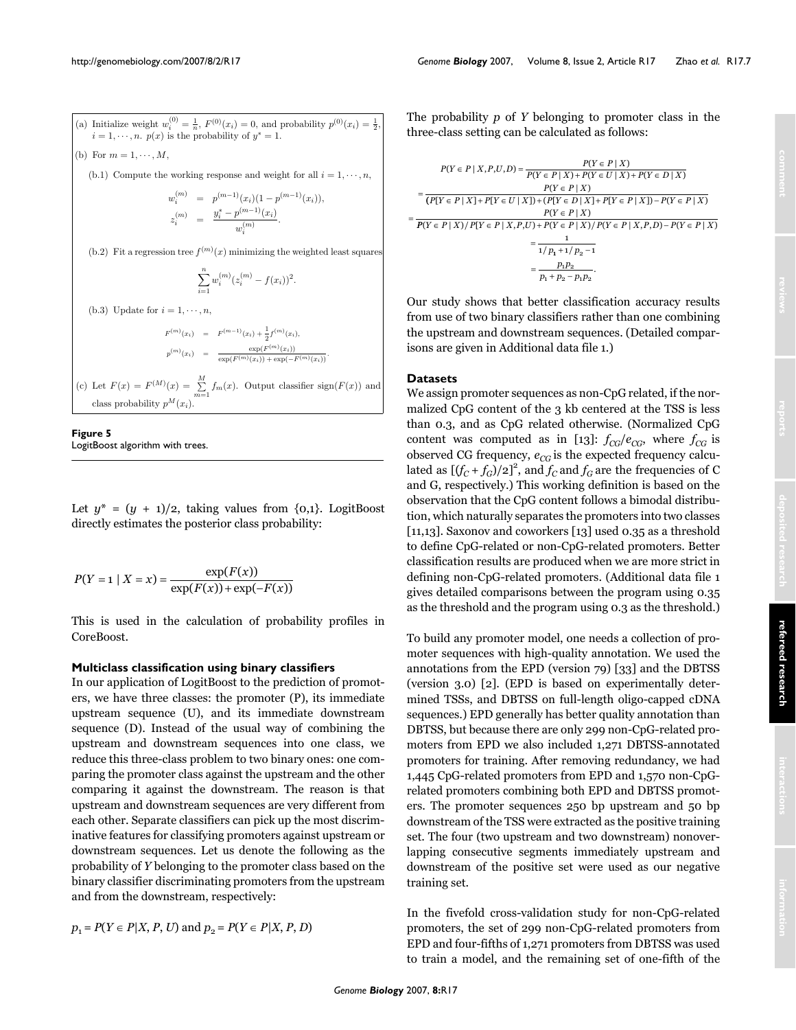(a) Initialize weight $w_i^{(0)} = \frac{1}{n}$, $F^{(0)}(x_i) = 0$, and probability $p^{(0)}(x_i) = \frac{1}{2}$, $i = 1, \cdots, n$. $p(x)$ is the probability of $y^* = 1$.

(b) For $m = 1, \cdots, M$,

(b.1) Compute the working response and weight for all $i = 1, \cdots, n$,

$$
\begin{aligned}
w_i^{(m)} &= p^{(m-1)}(x_i)(1 - p^{(m-1)}(x_i)),\\
z_i^{(m)} &= \frac{y_i^* - p^{(m-1)}(x_i)}{w_i^{(m)}}.
\end{aligned}
$$

(b.2) Fit a regression tree $f^{(m)}(x)$ minimizing the weighted least squares

$$\sum_{i=1}^{n} w_i^{(m)}(z_i^{(m)} - f(x_i))^2.$$

(b.3) Update for $i = 1, \cdots, n$,

$$
\begin{aligned}
F^{(m)}(x_i) &= F^{(m-1)}(x_i) + \frac{1}{2}f^{(m)}(x_i),\\
p^{(m)}(x_i) &= \frac{\exp(F^{(m)}(x_i))}{\exp(F^{(m)}(x_i)) + \exp(-F^{(m)}(x_i))}.
\end{aligned}
$$

(c) Let $F(x) = F^{(M)}(x) = \sum_{m=1}^{M} f_m(x)$. Output classifier $\text{sign}(F(x))$ and class probability $p^M(x_i)$.

**Figure 5**
LogitBoost algorithm with trees.

Let $y^* = (y + 1)/2$, taking values from {0,1}. LogitBoost directly estimates the posterior class probability:

$$P(Y = 1 \mid X = x) = \frac{\exp(F(x))}{\exp(F(x)) + \exp(-F(x))}$$

This is used in the calculation of probability profiles in CoreBoost.

### Multiclass classification using binary classifiers

In our application of LogitBoost to the prediction of promoters, we have three classes: the promoter (P), its immediate upstream sequence (U), and its immediate downstream sequence (D). Instead of the usual way of combining the upstream and downstream sequences into one class, we reduce this three-class problem to two binary ones: one comparing the promoter class against the upstream and the other comparing it against the downstream. The reason is that upstream and downstream sequences are very different from each other. Separate classifiers can pick up the most discriminative features for classifying promoters against upstream or downstream sequences. Let us denote the following as the probability of $Y$ belonging to the promoter class based on the binary classifier discriminating promoters from the upstream and from the downstream, respectively:

$p_1 = P(Y \in P|X, P, U)$ and $p_2 = P(Y \in P|X, P, D)$

The probability $p$ of $Y$ belonging to promoter class in the three-class setting can be calculated as follows:

$$
\begin{aligned}
P(Y \in P \mid X, P, U, D) &= \frac{P(Y \in P \mid X)}{P(Y \in P \mid X) + P(Y \in U \mid X) + P(Y \in D \mid X)}\\
&= \frac{P(Y \in P \mid X)}{(P[Y \in P \mid X] + P[Y \in U \mid X]) + (P[Y \in D \mid X] + P[Y \in P \mid X]) - P(Y \in P \mid X)}\\
&= \frac{P(Y \in P \mid X)}{P(Y \in P \mid X)/P[Y \in P \mid X, P, U) + P(Y \in P \mid X)/P(Y \in P \mid X, P, D) - P(Y \in P \mid X)}\\
&= \frac{1}{1/p_1 + 1/p_2 - 1}\\
&= \frac{p_1 p_2}{p_1 + p_2 - p_1 p_2}.
\end{aligned}
$$

Our study shows that better classification accuracy results from use of two binary classifiers rather than one combining the upstream and downstream sequences. (Detailed comparisons are given in Additional data file 1.)

### Datasets

We assign promoter sequences as non-CpG related, if the normalized CpG content of the 3 kb centered at the TSS is less than 0.3, and as CpG related otherwise. (Normalized CpG content was computed as in [13]: $f_{CG}/e_{CG}$, where $f_{CG}$ is observed CG frequency, $e_{CG}$ is the expected frequency calculated as $[(f_C + f_G)/2]^2$, and $f_C$ and $f_G$ are the frequencies of C and G, respectively.) This working definition is based on the observation that the CpG content follows a bimodal distribution, which naturally separates the promoters into two classes [11,13]. Saxonov and coworkers [13] used 0.35 as a threshold to define CpG-related or non-CpG-related promoters. Better classification results are produced when we are more strict in defining non-CpG-related promoters. (Additional data file 1 gives detailed comparisons between the program using 0.35 as the threshold and the program using 0.3 as the threshold.)

To build any promoter model, one needs a collection of promoter sequences with high-quality annotation. We used the annotations from the EPD (version 79) [33] and the DBTSS (version 3.0) [2]. (EPD is based on experimentally determined TSSs, and DBTSS on full-length oligo-capped cDNA sequences.) EPD generally has better quality annotation than DBTSS, but because there are only 299 non-CpG-related promoters from EPD we also included 1,271 DBTSS-annotated promoters for training. After removing redundancy, we had 1,445 CpG-related promoters from EPD and 1,570 non-CpG-related promoters combining both EPD and DBTSS promoters. The promoter sequences 250 bp upstream and 50 bp downstream of the TSS were extracted as the positive training set. The four (two upstream and two downstream) nonoverlapping consecutive segments immediately upstream and downstream of the positive set were used as our negative training set.

In the fivefold cross-validation study for non-CpG-related promoters, the set of 299 non-CpG-related promoters from EPD and four-fifths of 1,271 promoters from DBTSS was used to train a model, and the remaining set of one-fifth of the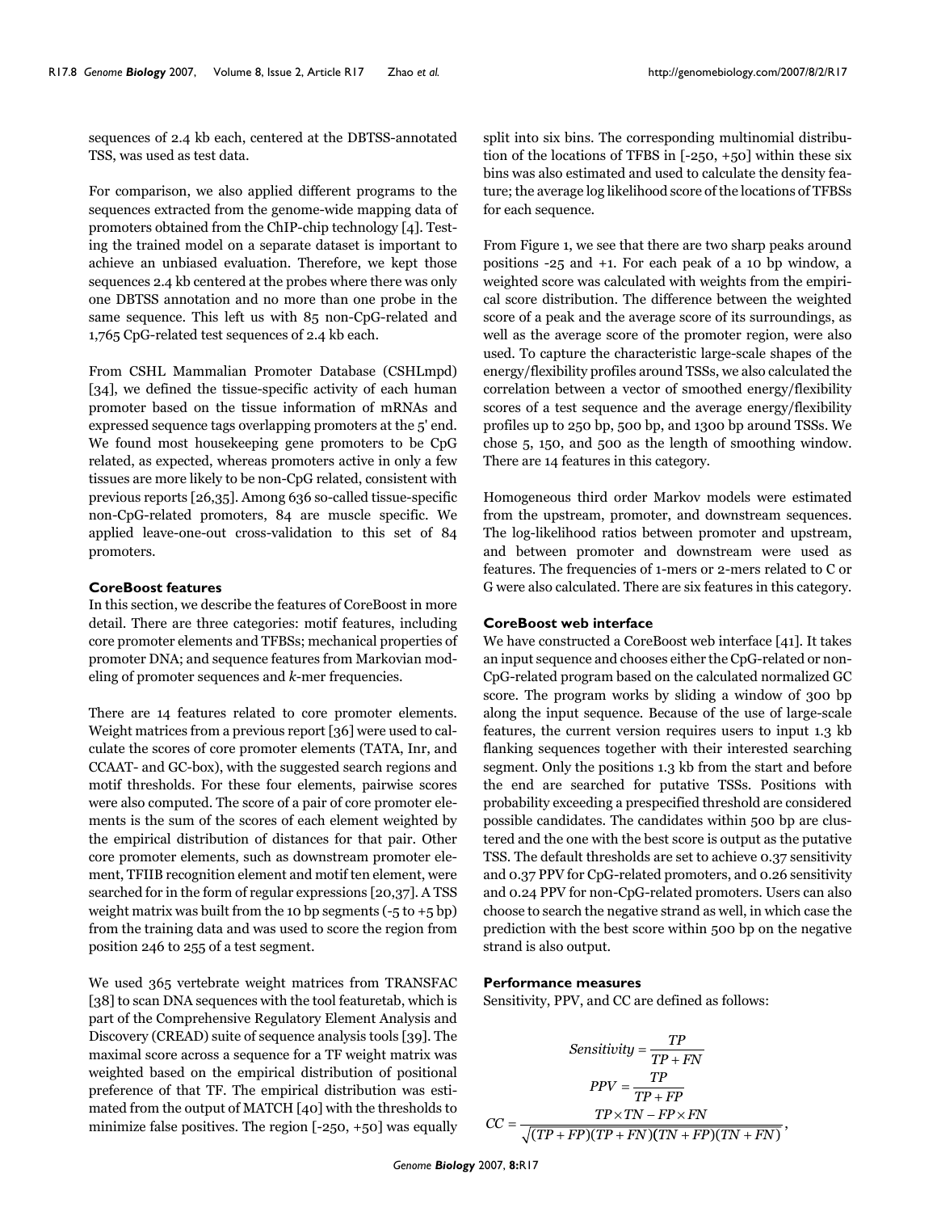sequences of 2.4 kb each, centered at the DBTSS-annotated TSS, was used as test data.

For comparison, we also applied different programs to the sequences extracted from the genome-wide mapping data of promoters obtained from the ChIP-chip technology [4]. Testing the trained model on a separate dataset is important to achieve an unbiased evaluation. Therefore, we kept those sequences 2.4 kb centered at the probes where there was only one DBTSS annotation and no more than one probe in the same sequence. This left us with 85 non-CpG-related and 1,765 CpG-related test sequences of 2.4 kb each.

From CSHL Mammalian Promoter Database (CSHLmpd) [34], we defined the tissue-specific activity of each human promoter based on the tissue information of mRNAs and expressed sequence tags overlapping promoters at the 5' end. We found most housekeeping gene promoters to be CpG related, as expected, whereas promoters active in only a few tissues are more likely to be non-CpG related, consistent with previous reports [26,35]. Among 636 so-called tissue-specific non-CpG-related promoters, 84 are muscle specific. We applied leave-one-out cross-validation to this set of 84 promoters.

### CoreBoost features

In this section, we describe the features of CoreBoost in more detail. There are three categories: motif features, including core promoter elements and TFBSs; mechanical properties of promoter DNA; and sequence features from Markovian modeling of promoter sequences and *k*-mer frequencies.

There are 14 features related to core promoter elements. Weight matrices from a previous report [36] were used to calculate the scores of core promoter elements (TATA, Inr, and CCAAT- and GC-box), with the suggested search regions and motif thresholds. For these four elements, pairwise scores were also computed. The score of a pair of core promoter elements is the sum of the scores of each element weighted by the empirical distribution of distances for that pair. Other core promoter elements, such as downstream promoter element, TFIIB recognition element and motif ten element, were searched for in the form of regular expressions [20,37]. A TSS weight matrix was built from the 10 bp segments (-5 to +5 bp) from the training data and was used to score the region from position 246 to 255 of a test segment.

We used 365 vertebrate weight matrices from TRANSFAC [38] to scan DNA sequences with the tool featuretab, which is part of the Comprehensive Regulatory Element Analysis and Discovery (CREAD) suite of sequence analysis tools [39]. The maximal score across a sequence for a TF weight matrix was weighted based on the empirical distribution of positional preference of that TF. The empirical distribution was estimated from the output of MATCH [40] with the thresholds to minimize false positives. The region [-250, +50] was equally split into six bins. The corresponding multinomial distribution of the locations of TFBS in [-250, +50] within these six bins was also estimated and used to calculate the density feature; the average log likelihood score of the locations of TFBSs for each sequence.

From Figure 1, we see that there are two sharp peaks around positions -25 and +1. For each peak of a 10 bp window, a weighted score was calculated with weights from the empirical score distribution. The difference between the weighted score of a peak and the average score of its surroundings, as well as the average score of the promoter region, were also used. To capture the characteristic large-scale shapes of the energy/flexibility profiles around TSSs, we also calculated the correlation between a vector of smoothed energy/flexibility scores of a test sequence and the average energy/flexibility profiles up to 250 bp, 500 bp, and 1300 bp around TSSs. We chose 5, 150, and 500 as the length of smoothing window. There are 14 features in this category.

Homogeneous third order Markov models were estimated from the upstream, promoter, and downstream sequences. The log-likelihood ratios between promoter and upstream, and between promoter and downstream were used as features. The frequencies of 1-mers or 2-mers related to C or G were also calculated. There are six features in this category.

### CoreBoost web interface

We have constructed a CoreBoost web interface [41]. It takes an input sequence and chooses either the CpG-related or non-CpG-related program based on the calculated normalized GC score. The program works by sliding a window of 300 bp along the input sequence. Because of the use of large-scale features, the current version requires users to input 1.3 kb flanking sequences together with their interested searching segment. Only the positions 1.3 kb from the start and before the end are searched for putative TSSs. Positions with probability exceeding a prespecified threshold are considered possible candidates. The candidates within 500 bp are clustered and the one with the best score is output as the putative TSS. The default thresholds are set to achieve 0.37 sensitivity and 0.37 PPV for CpG-related promoters, and 0.26 sensitivity and 0.24 PPV for non-CpG-related promoters. Users can also choose to search the negative strand as well, in which case the prediction with the best score within 500 bp on the negative strand is also output.

### Performance measures

Sensitivity, PPV, and CC are defined as follows:

$$Sensitivity = \frac{TP}{TP + FN}$$

$$PPV = \frac{TP}{TP + FP}$$

$$CC = \frac{TP \times TN - FP \times FN}{\sqrt{(TP + FP)(TP + FN)(TN + FP)(TN + FN)}},$$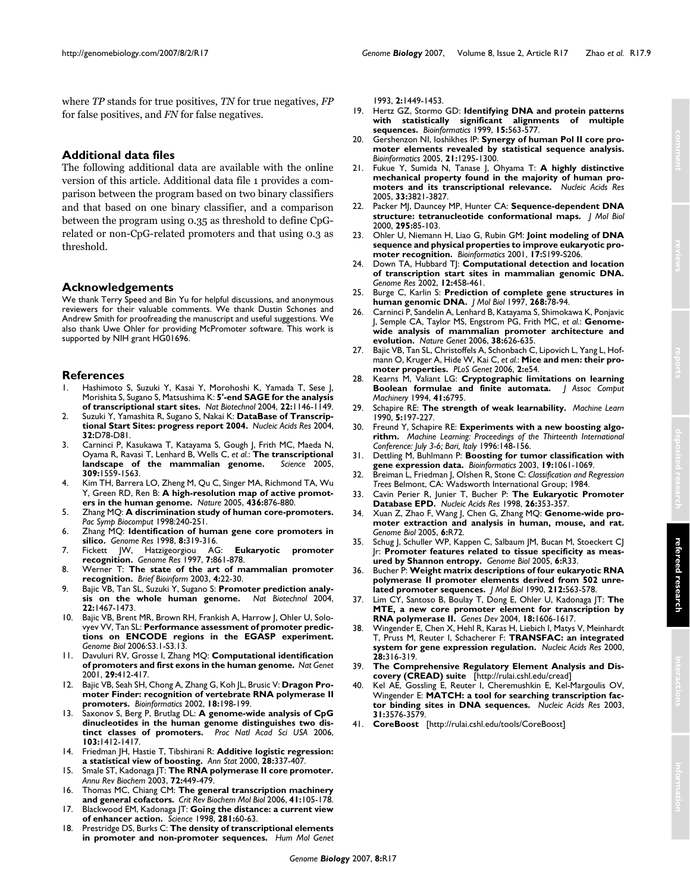where *TP* stands for true positives, *TN* for true negatives, *FP* for false positives, and *FN* for false negatives.

## Additional data files

The following additional data are available with the online version of this article. Additional data file 1 provides a comparison between the program based on two binary classifiers and that based on one binary classifier, and a comparison between the program using 0.35 as threshold to define CpG-related or non-CpG-related promoters and that using 0.3 as threshold.

## Acknowledgements

We thank Terry Speed and Bin Yu for helpful discussions, and anonymous reviewers for their valuable comments. We thank Dustin Schones and Andrew Smith for proofreading the manuscript and useful suggestions. We also thank Uwe Ohler for providing McPromoter software. This work is supported by NIH grant HG01696.

## References

1. Hashimoto S, Suzuki Y, Kasai Y, Morohoshi K, Yamada T, Sese J, Morishita S, Sugano S, Matsushima K: **5'-end SAGE for the analysis of transcriptional start sites.** *Nat Biotechnol* 2004, **22:**1146-1149.
2. Suzuki Y, Yamashita R, Sugano S, Nakai K: **DataBase of Transcriptional Start Sites: progress report 2004.** *Nucleic Acids Res* 2004, **32:**D78-D81.
3. Carninci P, Kasukawa T, Katayama S, Gough J, Frith MC, Maeda N, Oyama R, Ravasi T, Lenhard B, Wells C, *et al.*: **The transcriptional landscape of the mammalian genome.** *Science* 2005, **309:**1559-1563.
4. Kim TH, Barrera LO, Zheng M, Qu C, Singer MA, Richmond TA, Wu Y, Green RD, Ren B: **A high-resolution map of active promoters in the human genome.** *Nature* 2005, **436:**876-880.
5. Zhang MQ: **A discrimination study of human core-promoters.** *Pac Symp Biocomput* 1998:240-251.
6. Zhang MQ: **Identification of human gene core promoters in silico.** *Genome Res* 1998, **8:**319-316.
7. Fickett JW, Hatzigeorgiou AG: **Eukaryotic promoter recognition.** *Genome Res* 1997, **7:**861-878.
8. Werner T: **The state of the art of mammalian promoter recognition.** *Brief Bioinform* 2003, **4:**22-30.
9. Bajic VB, Tan SL, Suzuki Y, Sugano S: **Promoter prediction analysis on the whole human genome.** *Nat Biotechnol* 2004, **22:**1467-1473.
10. Bajic VB, Brent MR, Brown RH, Frankish A, Harrow J, Ohler U, Solovyev VV, Tan SL: **Performance assessment of promoter predictions on ENCODE regions in the EGASP experiment.** *Genome Biol* 2006:S3.1-S3.13.
11. Davuluri RV, Grosse I, Zhang MQ: **Computational identification of promoters and first exons in the human genome.** *Nat Genet* 2001, **29:**412-417.
12. Bajic VB, Seah SH, Chong A, Zhang G, Koh JL, Brusic V: **Dragon Promoter Finder: recognition of vertebrate RNA polymerase II promoters.** *Bioinformatics* 2002, **18:**198-199.
13. Saxonov S, Berg P, Brutlag DL: **A genome-wide analysis of CpG dinucleotides in the human genome distinguishes two distinct classes of promoters.** *Proc Natl Acad Sci USA* 2006, **103:**1412-1417.
14. Friedman JH, Hastie T, Tibshirani R: **Additive logistic regression: a statistical view of boosting.** *Ann Stat* 2000, **28:**337-407.
15. Smale ST, Kadonaga JT: **The RNA polymerase II core promoter.** *Annu Rev Biochem* 2003, **72:**449-479.
16. Thomas MC, Chiang CM: **The general transcription machinery and general cofactors.** *Crit Rev Biochem Mol Biol* 2006, **41:**105-178.
17. Blackwood EM, Kadonaga JT: **Going the distance: a current view of enhancer action.** *Science* 1998, **281:**60-63.
18. Prestridge DS, Burks C: **The density of transcriptional elements in promoter and non-promoter sequences.** *Hum Mol Genet* 1993, **2:**1449-1453.
19. Hertz GZ, Stormo GD: **Identifying DNA and protein patterns with statistically significant alignments of multiple sequences.** *Bioinformatics* 1999, **15:**563-577.
20. Gershenzon NI, Ioshikhes IP: **Synergy of human Pol II core promoter elements revealed by statistical sequence analysis.** *Bioinformatics* 2005, **21:**1295-1300.
21. Fukue Y, Sumida N, Tanase J, Ohyama T: **A highly distinctive mechanical property found in the majority of human promoters and its transcriptional relevance.** *Nucleic Acids Res* 2005, **33:**3821-3827.
22. Packer MJ, Dauncey MP, Hunter CA: **Sequence-dependent DNA structure: tetranucleotide conformational maps.** *J Mol Biol* 2000, **295:**85-103.
23. Ohler U, Niemann H, Liao G, Rubin GM: **Joint modeling of DNA sequence and physical properties to improve eukaryotic promoter recognition.** *Bioinformatics* 2001, **17:**S199-S206.
24. Down TA, Hubbard TJ: **Computational detection and location of transcription start sites in mammalian genomic DNA.** *Genome Res* 2002, **12:**458-461.
25. Burge C, Karlin S: **Prediction of complete gene structures in human genomic DNA.** *J Mol Biol* 1997, **268:**78-94.
26. Carninci P, Sandelin A, Lenhard B, Katayama S, Shimokawa K, Ponjavic J, Semple CA, Taylor MS, Engstrom PG, Frith MC, *et al.*: **Genome-wide analysis of mammalian promoter architecture and evolution.** *Nature Genet* 2006, **38:**626-635.
27. Bajic VB, Tan SL, Christoffels A, Schonbach C, Lipovich L, Yang L, Hofmann O, Kruger A, Hide W, Kai C, *et al.*: **Mice and men: their promoter properties.** *PLoS Genet* 2006, **2:**e54.
28. Kearns M, Valiant LG: **Cryptographic limitations on learning Boolean formulae and finite automata.** *J Assoc Comput Machinery* 1994, **41:**6795.
29. Schapire RE: **The strength of weak learnability.** *Machine Learn* 1990, **5:**197-227.
30. Freund Y, Schapire RE: **Experiments with a new boosting algorithm.** *Machine Learning: Proceedings of the Thirteenth International Conference: July 3-6; Bari, Italy* 1996:148-156.
31. Dettling M, Buhlmann P: **Boosting for tumor classification with gene expression data.** *Bioinformatics* 2003, **19:**1061-1069.
32. Breiman L, Friedman J, Olshen R, Stone C: *Classification and Regression Trees* Belmont, CA: Wadsworth International Group; 1984.
33. Cavin Perier R, Junier T, Bucher P: **The Eukaryotic Promoter Database EPD.** *Nucleic Acids Res* 1998, **26:**353-357.
34. Xuan Z, Zhao F, Wang J, Chen G, Zhang MQ: **Genome-wide promoter extraction and analysis in human, mouse, and rat.** *Genome Biol* 2005, **6:**R72.
35. Schug J, Schuller WP, Kappen C, Salbaum JM, Bucan M, Stoeckert CJ Jr: **Promoter features related to tissue specificity as measured by Shannon entropy.** *Genome Biol* 2005, **6:**R33.
36. Bucher P: **Weight matrix descriptions of four eukaryotic RNA polymerase II promoter elements derived from 502 unrelated promoter sequences.** *J Mol Biol* 1990, **212:**563-578.
37. Lim CY, Santoso B, Boulay T, Dong E, Ohler U, Kadonaga JT: **The MTE, a new core promoter element for transcription by RNA polymerase II.** *Genes Dev* 2004, **18:**1606-1617.
38. Wingender E, Chen X, Hehl R, Karas H, Liebich I, Matys V, Meinhardt T, Pruss M, Reuter I, Schacherer F: **TRANSFAC: an integrated system for gene expression regulation.** *Nucleic Acids Res* 2000, **28:**316-319.
39. **The Comprehensive Regulatory Element Analysis and Discovery (CREAD) suite** [http://rulai.cshl.edu/cread]
40. Kel AE, Gossling E, Reuter I, Cheremushkin E, Kel-Margoulis OV, Wingender E: **MATCH: a tool for searching transcription factor binding sites in DNA sequences.** *Nucleic Acids Res* 2003, **31:**3576-3579.
41. **CoreBoost** [http://rulai.cshl.edu/tools/CoreBoost]